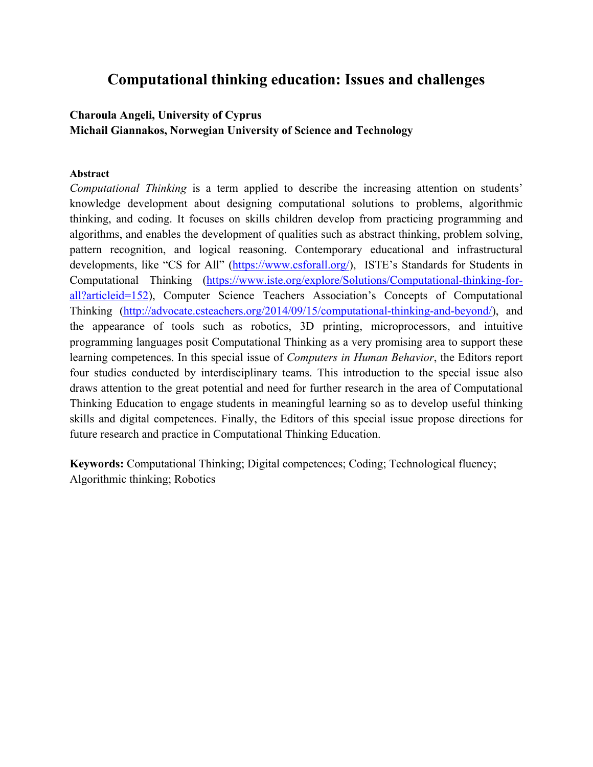# Computational thinking education: Issues and challenges

**Charoula Angeli, University of Cyprus**
**Michail Giannakos, Norwegian University of Science and Technology**

**Abstract**

*Computational Thinking* is a term applied to describe the increasing attention on students' knowledge development about designing computational solutions to problems, algorithmic thinking, and coding. It focuses on skills children develop from practicing programming and algorithms, and enables the development of qualities such as abstract thinking, problem solving, pattern recognition, and logical reasoning. Contemporary educational and infrastructural developments, like "CS for All" (https://www.csforall.org/), ISTE's Standards for Students in Computational Thinking (https://www.iste.org/explore/Solutions/Computational-thinking-for-all?articleid=152), Computer Science Teachers Association's Concepts of Computational Thinking (http://advocate.csteachers.org/2014/09/15/computational-thinking-and-beyond/), and the appearance of tools such as robotics, 3D printing, microprocessors, and intuitive programming languages posit Computational Thinking as a very promising area to support these learning competences. In this special issue of *Computers in Human Behavior*, the Editors report four studies conducted by interdisciplinary teams. This introduction to the special issue also draws attention to the great potential and need for further research in the area of Computational Thinking Education to engage students in meaningful learning so as to develop useful thinking skills and digital competences. Finally, the Editors of this special issue propose directions for future research and practice in Computational Thinking Education.

**Keywords:** Computational Thinking; Digital competences; Coding; Technological fluency; Algorithmic thinking; Robotics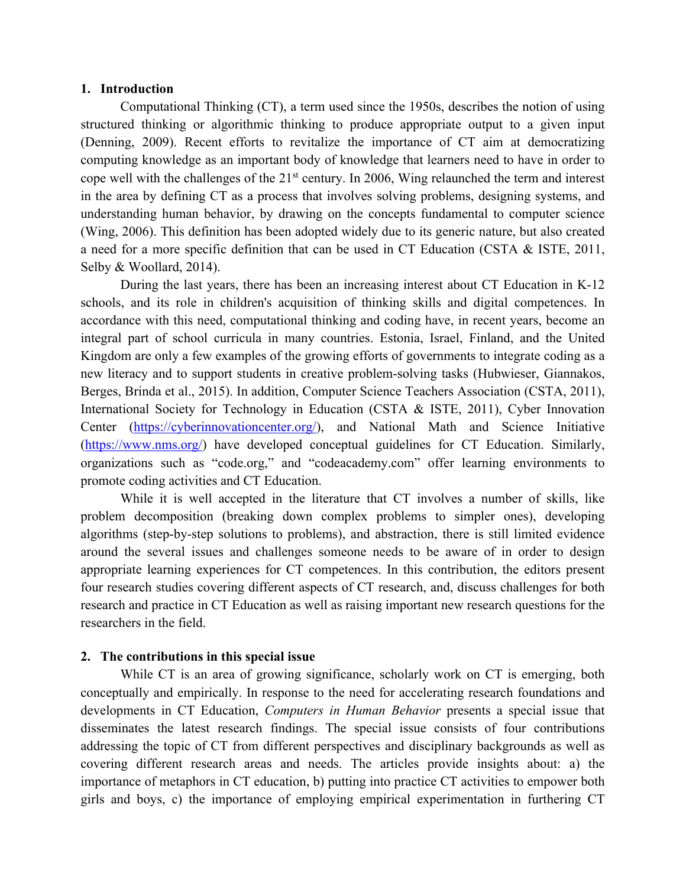## 1. Introduction

Computational Thinking (CT), a term used since the 1950s, describes the notion of using structured thinking or algorithmic thinking to produce appropriate output to a given input (Denning, 2009). Recent efforts to revitalize the importance of CT aim at democratizing computing knowledge as an important body of knowledge that learners need to have in order to cope well with the challenges of the 21st century. In 2006, Wing relaunched the term and interest in the area by defining CT as a process that involves solving problems, designing systems, and understanding human behavior, by drawing on the concepts fundamental to computer science (Wing, 2006). This definition has been adopted widely due to its generic nature, but also created a need for a more specific definition that can be used in CT Education (CSTA & ISTE, 2011, Selby & Woollard, 2014).

During the last years, there has been an increasing interest about CT Education in K-12 schools, and its role in children's acquisition of thinking skills and digital competences. In accordance with this need, computational thinking and coding have, in recent years, become an integral part of school curricula in many countries. Estonia, Israel, Finland, and the United Kingdom are only a few examples of the growing efforts of governments to integrate coding as a new literacy and to support students in creative problem-solving tasks (Hubwieser, Giannakos, Berges, Brinda et al., 2015). In addition, Computer Science Teachers Association (CSTA, 2011), International Society for Technology in Education (CSTA & ISTE, 2011), Cyber Innovation Center (https://cyberinnovationcenter.org/), and National Math and Science Initiative (https://www.nms.org/) have developed conceptual guidelines for CT Education. Similarly, organizations such as "code.org," and "codeacademy.com" offer learning environments to promote coding activities and CT Education.

While it is well accepted in the literature that CT involves a number of skills, like problem decomposition (breaking down complex problems to simpler ones), developing algorithms (step-by-step solutions to problems), and abstraction, there is still limited evidence around the several issues and challenges someone needs to be aware of in order to design appropriate learning experiences for CT competences. In this contribution, the editors present four research studies covering different aspects of CT research, and, discuss challenges for both research and practice in CT Education as well as raising important new research questions for the researchers in the field.

## 2. The contributions in this special issue

While CT is an area of growing significance, scholarly work on CT is emerging, both conceptually and empirically. In response to the need for accelerating research foundations and developments in CT Education, *Computers in Human Behavior* presents a special issue that disseminates the latest research findings. The special issue consists of four contributions addressing the topic of CT from different perspectives and disciplinary backgrounds as well as covering different research areas and needs. The articles provide insights about: a) the importance of metaphors in CT education, b) putting into practice CT activities to empower both girls and boys, c) the importance of employing empirical experimentation in furthering CT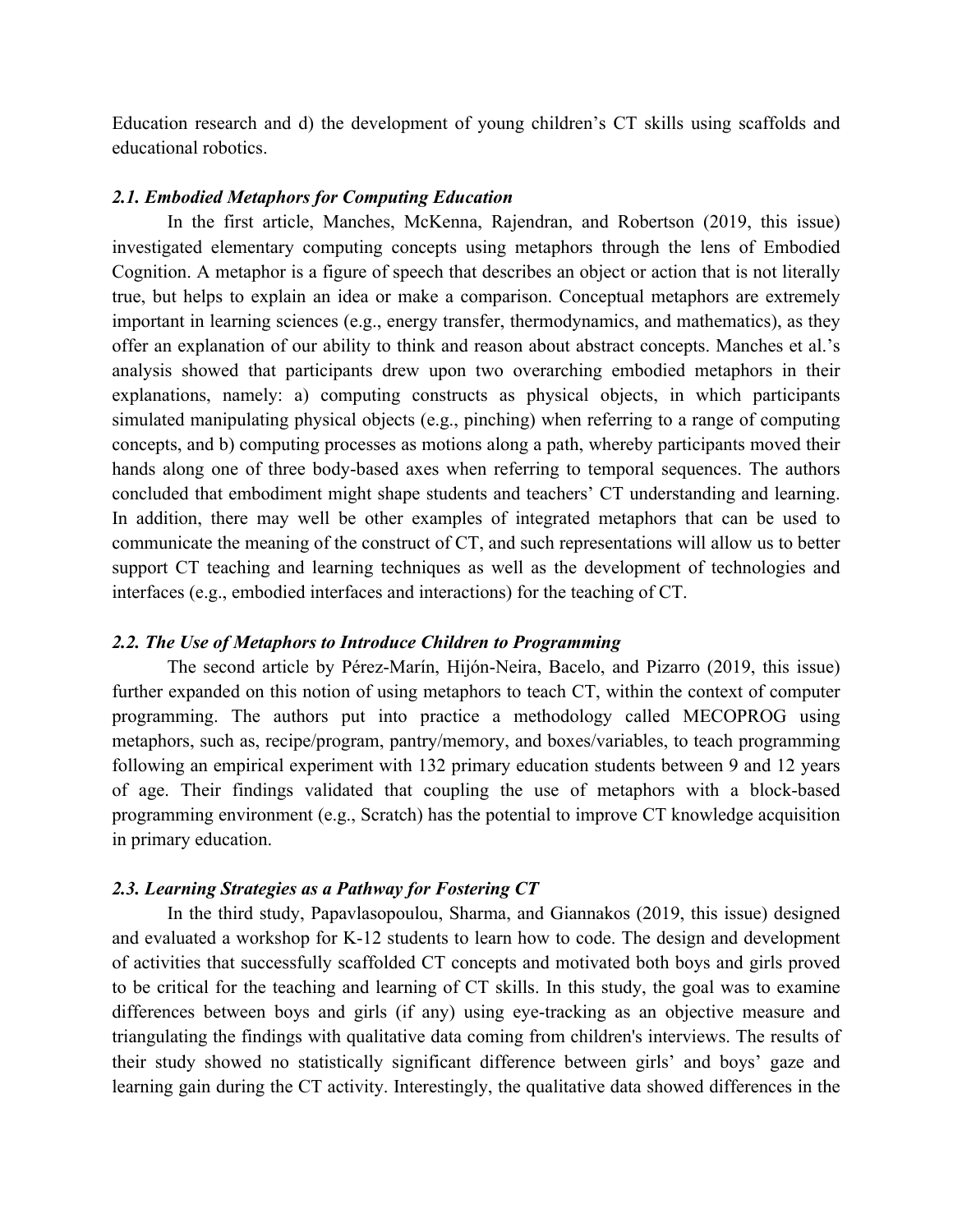Education research and d) the development of young children's CT skills using scaffolds and educational robotics.

### *2.1. Embodied Metaphors for Computing Education*

In the first article, Manches, McKenna, Rajendran, and Robertson (2019, this issue) investigated elementary computing concepts using metaphors through the lens of Embodied Cognition. A metaphor is a figure of speech that describes an object or action that is not literally true, but helps to explain an idea or make a comparison. Conceptual metaphors are extremely important in learning sciences (e.g., energy transfer, thermodynamics, and mathematics), as they offer an explanation of our ability to think and reason about abstract concepts. Manches et al.'s analysis showed that participants drew upon two overarching embodied metaphors in their explanations, namely: a) computing constructs as physical objects, in which participants simulated manipulating physical objects (e.g., pinching) when referring to a range of computing concepts, and b) computing processes as motions along a path, whereby participants moved their hands along one of three body-based axes when referring to temporal sequences. The authors concluded that embodiment might shape students and teachers' CT understanding and learning. In addition, there may well be other examples of integrated metaphors that can be used to communicate the meaning of the construct of CT, and such representations will allow us to better support CT teaching and learning techniques as well as the development of technologies and interfaces (e.g., embodied interfaces and interactions) for the teaching of CT.

### *2.2. The Use of Metaphors to Introduce Children to Programming*

The second article by Pérez-Marín, Hijón-Neira, Bacelo, and Pizarro (2019, this issue) further expanded on this notion of using metaphors to teach CT, within the context of computer programming. The authors put into practice a methodology called MECOPROG using metaphors, such as, recipe/program, pantry/memory, and boxes/variables, to teach programming following an empirical experiment with 132 primary education students between 9 and 12 years of age. Their findings validated that coupling the use of metaphors with a block-based programming environment (e.g., Scratch) has the potential to improve CT knowledge acquisition in primary education.

### *2.3. Learning Strategies as a Pathway for Fostering CT*

In the third study, Papavlasopoulou, Sharma, and Giannakos (2019, this issue) designed and evaluated a workshop for K-12 students to learn how to code. The design and development of activities that successfully scaffolded CT concepts and motivated both boys and girls proved to be critical for the teaching and learning of CT skills. In this study, the goal was to examine differences between boys and girls (if any) using eye-tracking as an objective measure and triangulating the findings with qualitative data coming from children's interviews. The results of their study showed no statistically significant difference between girls' and boys' gaze and learning gain during the CT activity. Interestingly, the qualitative data showed differences in the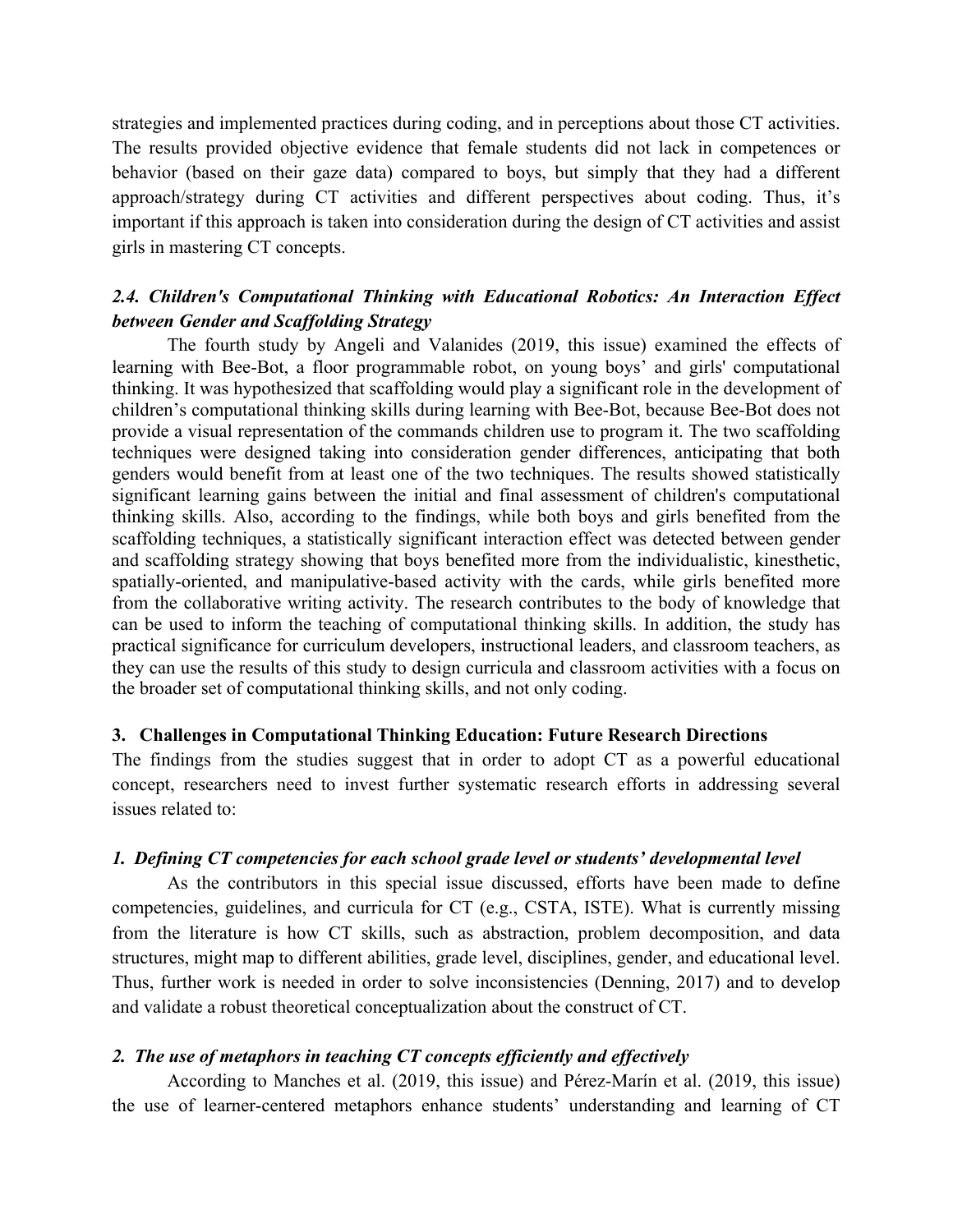strategies and implemented practices during coding, and in perceptions about those CT activities. The results provided objective evidence that female students did not lack in competences or behavior (based on their gaze data) compared to boys, but simply that they had a different approach/strategy during CT activities and different perspectives about coding. Thus, it's important if this approach is taken into consideration during the design of CT activities and assist girls in mastering CT concepts.

### *2.4. Children's Computational Thinking with Educational Robotics: An Interaction Effect between Gender and Scaffolding Strategy*

The fourth study by Angeli and Valanides (2019, this issue) examined the effects of learning with Bee-Bot, a floor programmable robot, on young boys' and girls' computational thinking. It was hypothesized that scaffolding would play a significant role in the development of children's computational thinking skills during learning with Bee-Bot, because Bee-Bot does not provide a visual representation of the commands children use to program it. The two scaffolding techniques were designed taking into consideration gender differences, anticipating that both genders would benefit from at least one of the two techniques. The results showed statistically significant learning gains between the initial and final assessment of children's computational thinking skills. Also, according to the findings, while both boys and girls benefited from the scaffolding techniques, a statistically significant interaction effect was detected between gender and scaffolding strategy showing that boys benefited more from the individualistic, kinesthetic, spatially-oriented, and manipulative-based activity with the cards, while girls benefited more from the collaborative writing activity. The research contributes to the body of knowledge that can be used to inform the teaching of computational thinking skills. In addition, the study has practical significance for curriculum developers, instructional leaders, and classroom teachers, as they can use the results of this study to design curricula and classroom activities with a focus on the broader set of computational thinking skills, and not only coding.

## 3. Challenges in Computational Thinking Education: Future Research Directions

The findings from the studies suggest that in order to adopt CT as a powerful educational concept, researchers need to invest further systematic research efforts in addressing several issues related to:

### *1. Defining CT competencies for each school grade level or students' developmental level*

As the contributors in this special issue discussed, efforts have been made to define competencies, guidelines, and curricula for CT (e.g., CSTA, ISTE). What is currently missing from the literature is how CT skills, such as abstraction, problem decomposition, and data structures, might map to different abilities, grade level, disciplines, gender, and educational level. Thus, further work is needed in order to solve inconsistencies (Denning, 2017) and to develop and validate a robust theoretical conceptualization about the construct of CT.

### *2. The use of metaphors in teaching CT concepts efficiently and effectively*

According to Manches et al. (2019, this issue) and Pérez-Marín et al. (2019, this issue) the use of learner-centered metaphors enhance students' understanding and learning of CT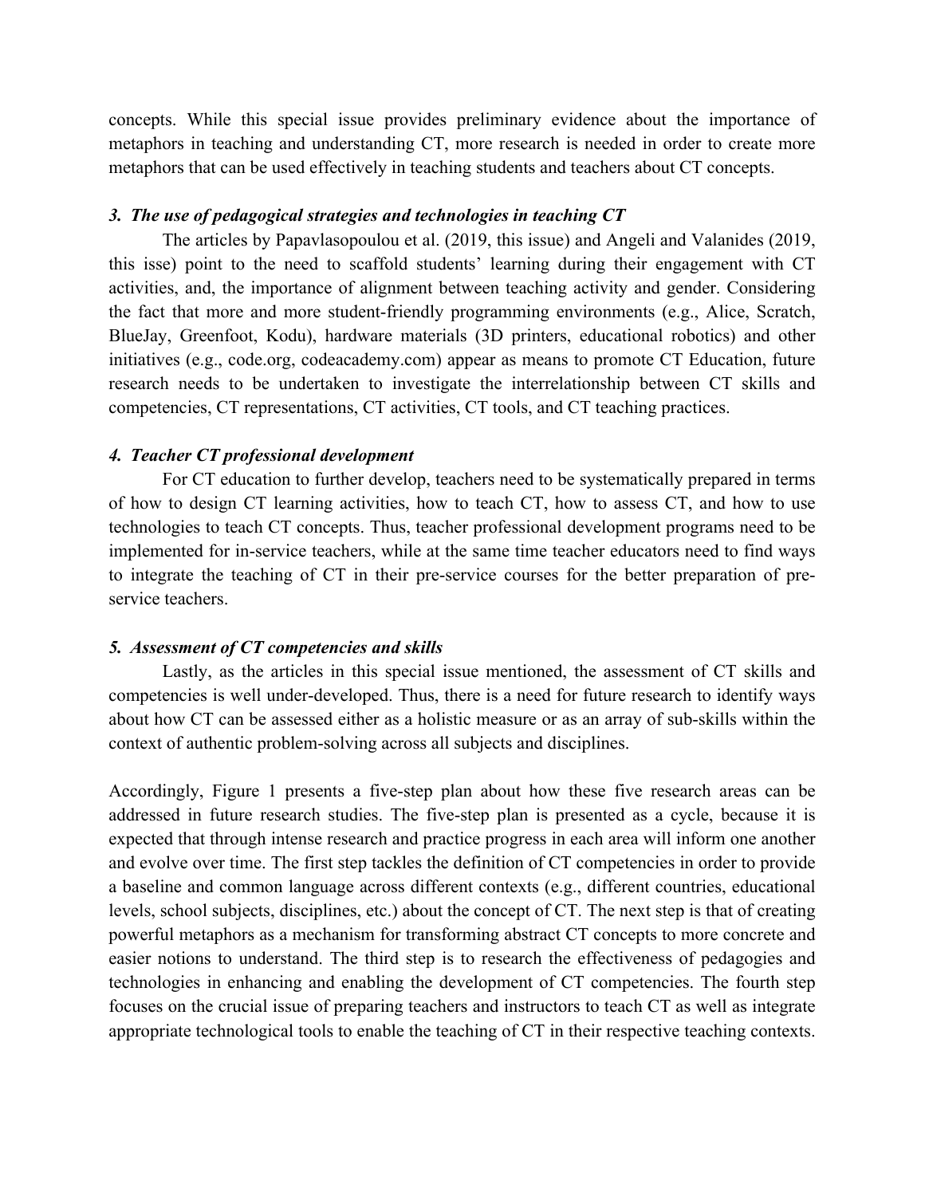concepts. While this special issue provides preliminary evidence about the importance of metaphors in teaching and understanding CT, more research is needed in order to create more metaphors that can be used effectively in teaching students and teachers about CT concepts.

### *3. The use of pedagogical strategies and technologies in teaching CT*

The articles by Papavlasopoulou et al. (2019, this issue) and Angeli and Valanides (2019, this isse) point to the need to scaffold students' learning during their engagement with CT activities, and, the importance of alignment between teaching activity and gender. Considering the fact that more and more student-friendly programming environments (e.g., Alice, Scratch, BlueJay, Greenfoot, Kodu), hardware materials (3D printers, educational robotics) and other initiatives (e.g., code.org, codeacademy.com) appear as means to promote CT Education, future research needs to be undertaken to investigate the interrelationship between CT skills and competencies, CT representations, CT activities, CT tools, and CT teaching practices.

### *4. Teacher CT professional development*

For CT education to further develop, teachers need to be systematically prepared in terms of how to design CT learning activities, how to teach CT, how to assess CT, and how to use technologies to teach CT concepts. Thus, teacher professional development programs need to be implemented for in-service teachers, while at the same time teacher educators need to find ways to integrate the teaching of CT in their pre-service courses for the better preparation of pre-service teachers.

### *5. Assessment of CT competencies and skills*

Lastly, as the articles in this special issue mentioned, the assessment of CT skills and competencies is well under-developed. Thus, there is a need for future research to identify ways about how CT can be assessed either as a holistic measure or as an array of sub-skills within the context of authentic problem-solving across all subjects and disciplines.

Accordingly, Figure 1 presents a five-step plan about how these five research areas can be addressed in future research studies. The five-step plan is presented as a cycle, because it is expected that through intense research and practice progress in each area will inform one another and evolve over time. The first step tackles the definition of CT competencies in order to provide a baseline and common language across different contexts (e.g., different countries, educational levels, school subjects, disciplines, etc.) about the concept of CT. The next step is that of creating powerful metaphors as a mechanism for transforming abstract CT concepts to more concrete and easier notions to understand. The third step is to research the effectiveness of pedagogies and technologies in enhancing and enabling the development of CT competencies. The fourth step focuses on the crucial issue of preparing teachers and instructors to teach CT as well as integrate appropriate technological tools to enable the teaching of CT in their respective teaching contexts.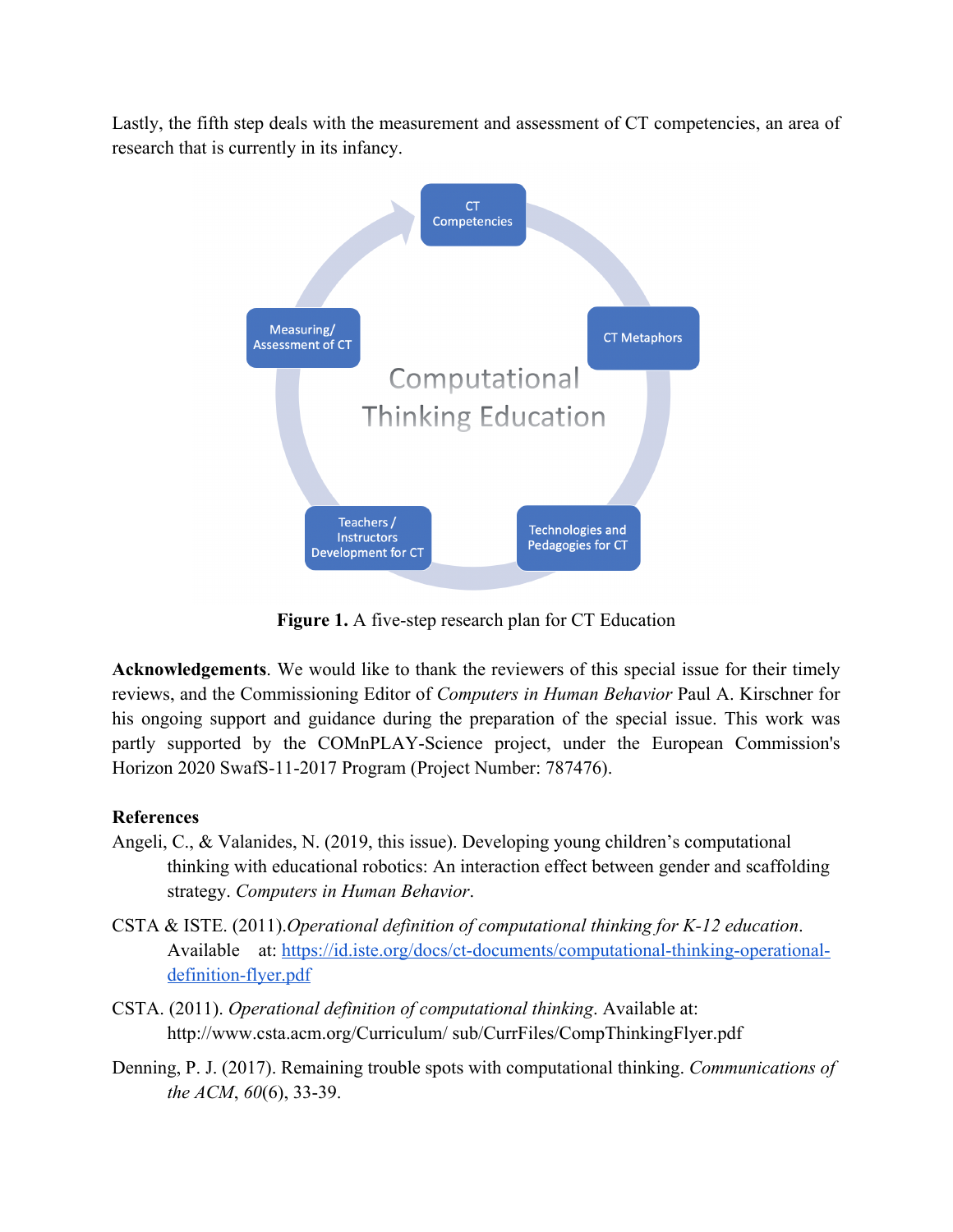Lastly, the fifth step deals with the measurement and assessment of CT competencies, an area of research that is currently in its infancy.

**Figure 1.** A five-step research plan for CT Education

**Acknowledgements**. We would like to thank the reviewers of this special issue for their timely reviews, and the Commissioning Editor of *Computers in Human Behavior* Paul A. Kirschner for his ongoing support and guidance during the preparation of the special issue. This work was partly supported by the COMnPLAY-Science project, under the European Commission's Horizon 2020 SwafS-11-2017 Program (Project Number: 787476).

**References**

Angeli, C., & Valanides, N. (2019, this issue). Developing young children's computational thinking with educational robotics: An interaction effect between gender and scaffolding strategy. *Computers in Human Behavior*.

CSTA & ISTE. (2011).*Operational definition of computational thinking for K-12 education*. Available at: [https://id.iste.org/docs/ct-documents/computational-thinking-operational-definition-flyer.pdf](https://id.iste.org/docs/ct-documents/computational-thinking-operational-definition-flyer.pdf)

CSTA. (2011). *Operational definition of computational thinking*. Available at: http://www.csta.acm.org/Curriculum/ sub/CurrFiles/CompThinkingFlyer.pdf

Denning, P. J. (2017). Remaining trouble spots with computational thinking. *Communications of the ACM*, *60*(6), 33-39.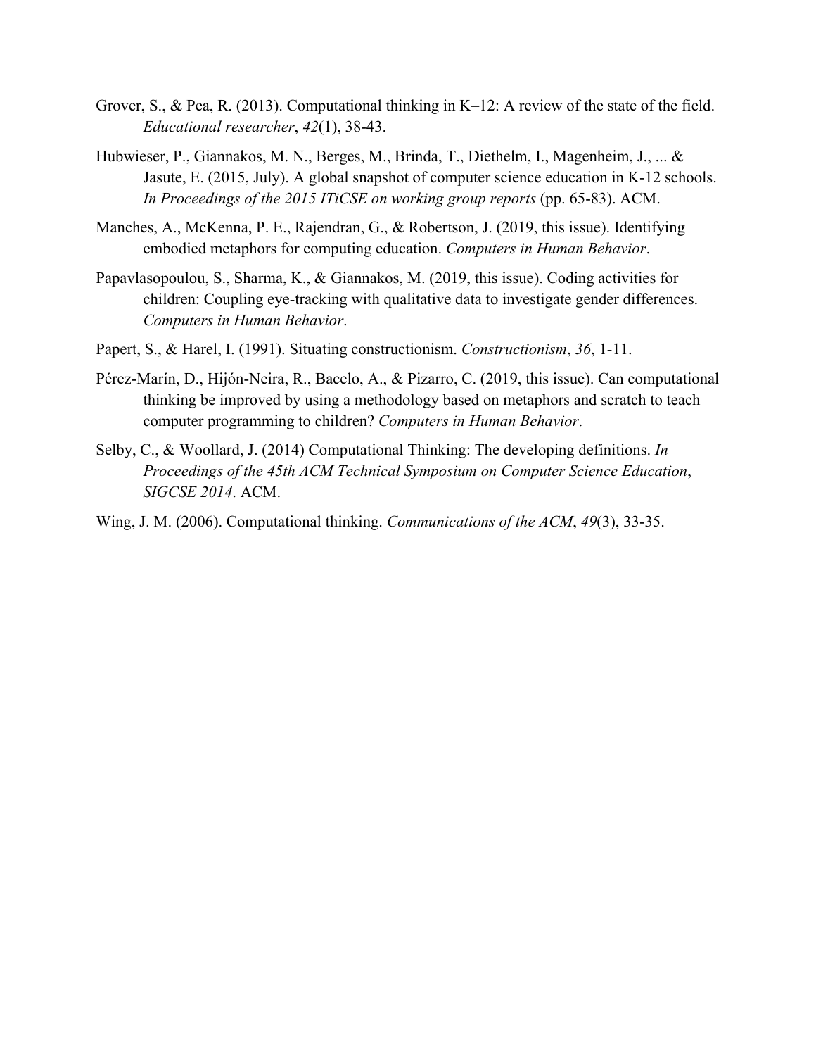Grover, S., & Pea, R. (2013). Computational thinking in K–12: A review of the state of the field. *Educational researcher*, *42*(1), 38-43.

Hubwieser, P., Giannakos, M. N., Berges, M., Brinda, T., Diethelm, I., Magenheim, J., ... & Jasute, E. (2015, July). A global snapshot of computer science education in K-12 schools. *In Proceedings of the 2015 ITiCSE on working group reports* (pp. 65-83). ACM.

Manches, A., McKenna, P. E., Rajendran, G., & Robertson, J. (2019, this issue). Identifying embodied metaphors for computing education. *Computers in Human Behavior*.

Papavlasopoulou, S., Sharma, K., & Giannakos, M. (2019, this issue). Coding activities for children: Coupling eye-tracking with qualitative data to investigate gender differences. *Computers in Human Behavior*.

Papert, S., & Harel, I. (1991). Situating constructionism. *Constructionism*, *36*, 1-11.

Pérez-Marín, D., Hijón-Neira, R., Bacelo, A., & Pizarro, C. (2019, this issue). Can computational thinking be improved by using a methodology based on metaphors and scratch to teach computer programming to children? *Computers in Human Behavior*.

Selby, C., & Woollard, J. (2014) Computational Thinking: The developing definitions. *In Proceedings of the 45th ACM Technical Symposium on Computer Science Education*, *SIGCSE 2014*. ACM.

Wing, J. M. (2006). Computational thinking. *Communications of the ACM*, *49*(3), 33-35.